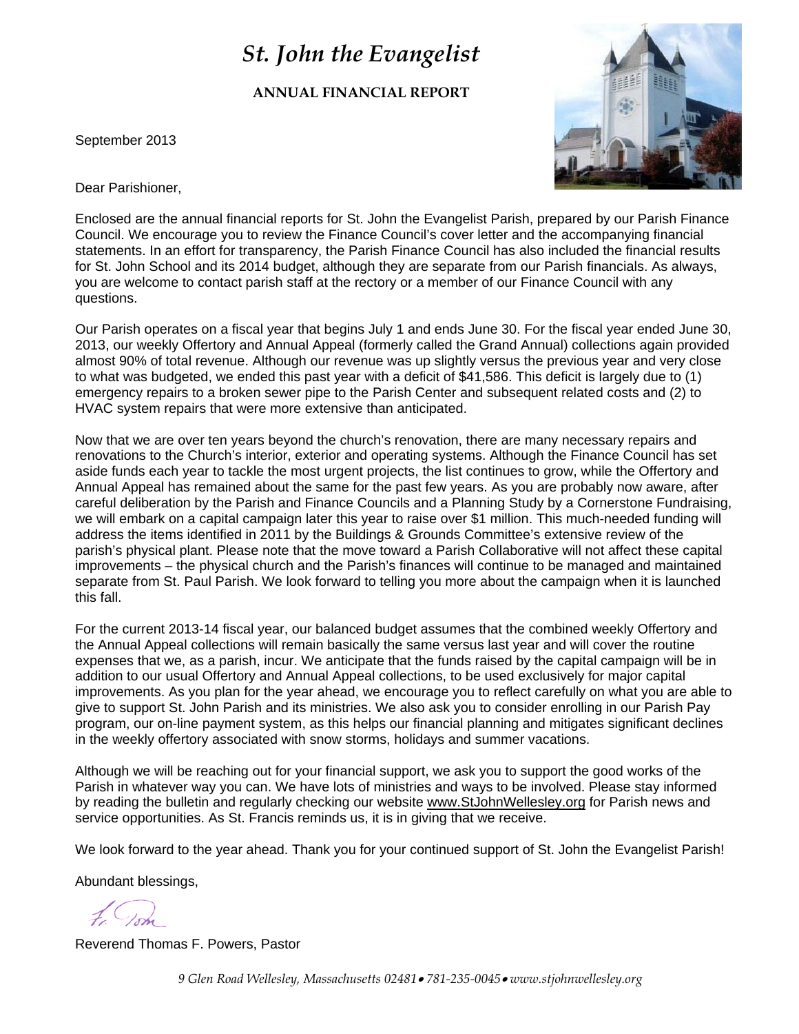# *St. John the Evangelist*

**ANNUAL FINANCIAL REPORT**

September 2013

Dear Parishioner,

Enclosed are the annual financial reports for St. John the Evangelist Parish, prepared by our Parish Finance Council. We encourage you to review the Finance Council's cover letter and the accompanying financial statements. In an effort for transparency, the Parish Finance Council has also included the financial results for St. John School and its 2014 budget, although they are separate from our Parish financials. As always, you are welcome to contact parish staff at the rectory or a member of our Finance Council with any questions.

Our Parish operates on a fiscal year that begins July 1 and ends June 30. For the fiscal year ended June 30, 2013, our weekly Offertory and Annual Appeal (formerly called the Grand Annual) collections again provided almost 90% of total revenue. Although our revenue was up slightly versus the previous year and very close to what was budgeted, we ended this past year with a deficit of $41,586. This deficit is largely due to (1) emergency repairs to a broken sewer pipe to the Parish Center and subsequent related costs and (2) to HVAC system repairs that were more extensive than anticipated.

Now that we are over ten years beyond the church's renovation, there are many necessary repairs and renovations to the Church's interior, exterior and operating systems. Although the Finance Council has set aside funds each year to tackle the most urgent projects, the list continues to grow, while the Offertory and Annual Appeal has remained about the same for the past few years. As you are probably now aware, after careful deliberation by the Parish and Finance Councils and a Planning Study by a Cornerstone Fundraising, we will embark on a capital campaign later this year to raise over $1 million. This much-needed funding will address the items identified in 2011 by the Buildings & Grounds Committee's extensive review of the parish's physical plant. Please note that the move toward a Parish Collaborative will not affect these capital improvements – the physical church and the Parish's finances will continue to be managed and maintained separate from St. Paul Parish. We look forward to telling you more about the campaign when it is launched this fall.

For the current 2013-14 fiscal year, our balanced budget assumes that the combined weekly Offertory and the Annual Appeal collections will remain basically the same versus last year and will cover the routine expenses that we, as a parish, incur. We anticipate that the funds raised by the capital campaign will be in addition to our usual Offertory and Annual Appeal collections, to be used exclusively for major capital improvements. As you plan for the year ahead, we encourage you to reflect carefully on what you are able to give to support St. John Parish and its ministries. We also ask you to consider enrolling in our Parish Pay program, our on-line payment system, as this helps our financial planning and mitigates significant declines in the weekly offertory associated with snow storms, holidays and summer vacations.

Although we will be reaching out for your financial support, we ask you to support the good works of the Parish in whatever way you can. We have lots of ministries and ways to be involved. Please stay informed by reading the bulletin and regularly checking our website www.StJohnWellesley.org for Parish news and service opportunities. As St. Francis reminds us, it is in giving that we receive.

We look forward to the year ahead. Thank you for your continued support of St. John the Evangelist Parish!

Abundant blessings,

Fr. Tom

Reverend Thomas F. Powers, Pastor

*9 Glen Road Wellesley, Massachusetts 02481 • 781-235-0045 • www.stjohnwellesley.org*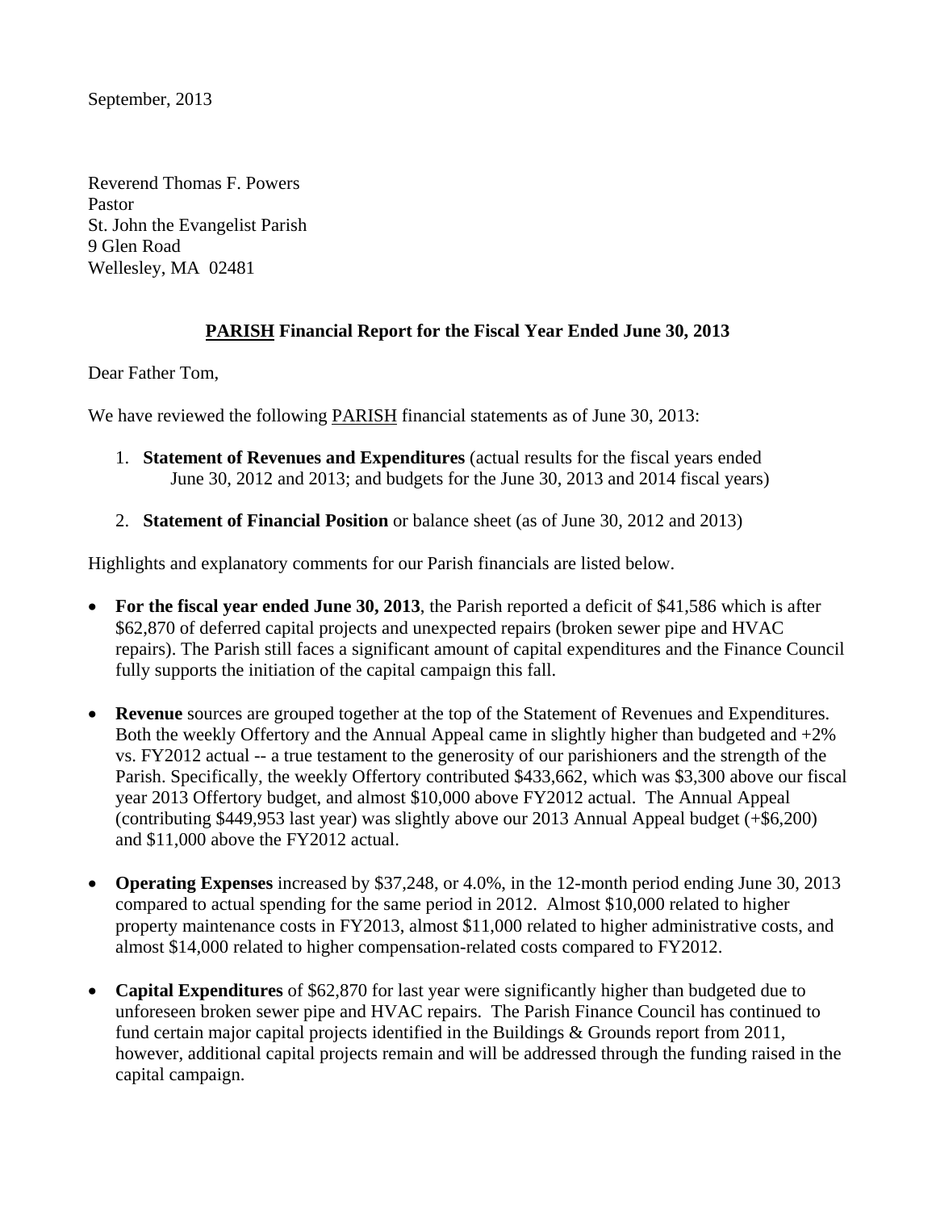September, 2013

Reverend Thomas F. Powers  
Pastor  
St. John the Evangelist Parish  
9 Glen Road  
Wellesley, MA 02481

## PARISH Financial Report for the Fiscal Year Ended June 30, 2013

Dear Father Tom,

We have reviewed the following PARISH financial statements as of June 30, 2013:

1. **Statement of Revenues and Expenditures** (actual results for the fiscal years ended June 30, 2012 and 2013; and budgets for the June 30, 2013 and 2014 fiscal years)
2. **Statement of Financial Position** or balance sheet (as of June 30, 2012 and 2013)

Highlights and explanatory comments for our Parish financials are listed below.

- **For the fiscal year ended June 30, 2013**, the Parish reported a deficit of $41,586 which is after $62,870 of deferred capital projects and unexpected repairs (broken sewer pipe and HVAC repairs). The Parish still faces a significant amount of capital expenditures and the Finance Council fully supports the initiation of the capital campaign this fall.
- **Revenue** sources are grouped together at the top of the Statement of Revenues and Expenditures. Both the weekly Offertory and the Annual Appeal came in slightly higher than budgeted and +2% vs. FY2012 actual -- a true testament to the generosity of our parishioners and the strength of the Parish. Specifically, the weekly Offertory contributed $433,662, which was $3,300 above our fiscal year 2013 Offertory budget, and almost $10,000 above FY2012 actual. The Annual Appeal (contributing $449,953 last year) was slightly above our 2013 Annual Appeal budget (+$6,200) and $11,000 above the FY2012 actual.
- **Operating Expenses** increased by $37,248, or 4.0%, in the 12-month period ending June 30, 2013 compared to actual spending for the same period in 2012. Almost $10,000 related to higher property maintenance costs in FY2013, almost $11,000 related to higher administrative costs, and almost $14,000 related to higher compensation-related costs compared to FY2012.
- **Capital Expenditures** of $62,870 for last year were significantly higher than budgeted due to unforeseen broken sewer pipe and HVAC repairs. The Parish Finance Council has continued to fund certain major capital projects identified in the Buildings & Grounds report from 2011, however, additional capital projects remain and will be addressed through the funding raised in the capital campaign.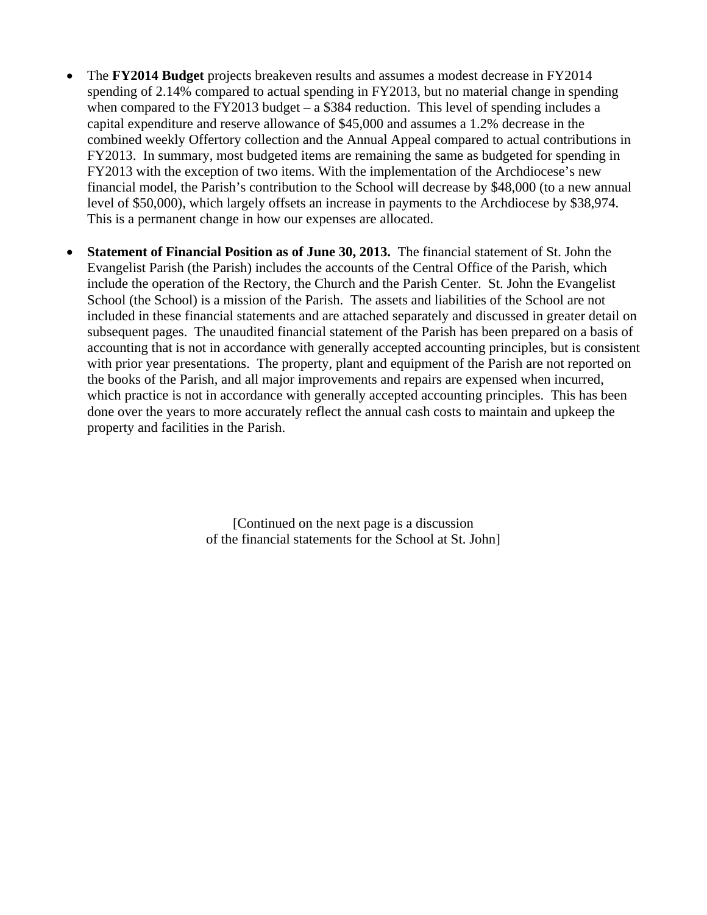- The **FY2014 Budget** projects breakeven results and assumes a modest decrease in FY2014 spending of 2.14% compared to actual spending in FY2013, but no material change in spending when compared to the FY2013 budget – a $384 reduction. This level of spending includes a capital expenditure and reserve allowance of $45,000 and assumes a 1.2% decrease in the combined weekly Offertory collection and the Annual Appeal compared to actual contributions in FY2013. In summary, most budgeted items are remaining the same as budgeted for spending in FY2013 with the exception of two items. With the implementation of the Archdiocese's new financial model, the Parish's contribution to the School will decrease by $48,000 (to a new annual level of $50,000), which largely offsets an increase in payments to the Archdiocese by $38,974. This is a permanent change in how our expenses are allocated.

- **Statement of Financial Position as of June 30, 2013.** The financial statement of St. John the Evangelist Parish (the Parish) includes the accounts of the Central Office of the Parish, which include the operation of the Rectory, the Church and the Parish Center. St. John the Evangelist School (the School) is a mission of the Parish. The assets and liabilities of the School are not included in these financial statements and are attached separately and discussed in greater detail on subsequent pages. The unaudited financial statement of the Parish has been prepared on a basis of accounting that is not in accordance with generally accepted accounting principles, but is consistent with prior year presentations. The property, plant and equipment of the Parish are not reported on the books of the Parish, and all major improvements and repairs are expensed when incurred, which practice is not in accordance with generally accepted accounting principles. This has been done over the years to more accurately reflect the annual cash costs to maintain and upkeep the property and facilities in the Parish.

[Continued on the next page is a discussion of the financial statements for the School at St. John]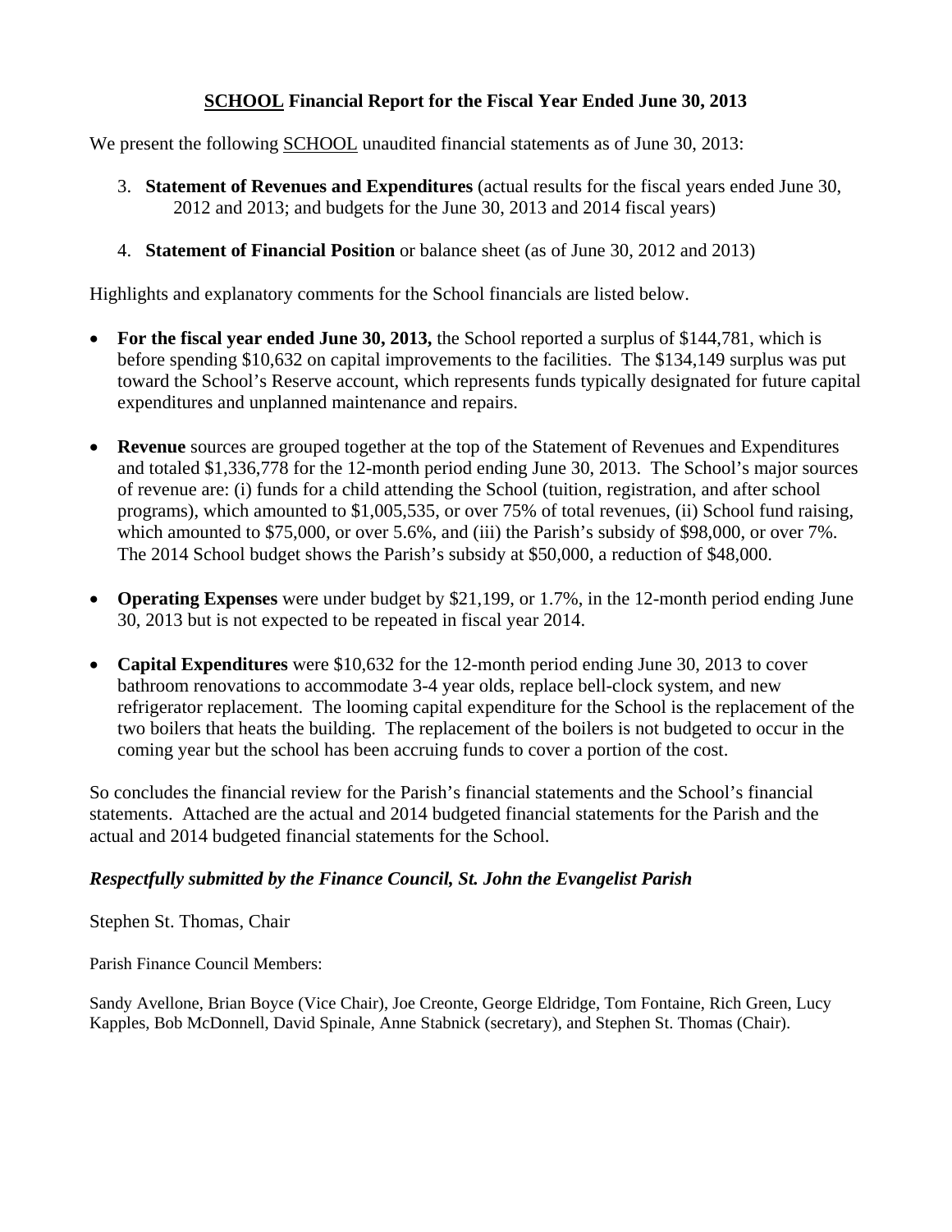## <u>SCHOOL</u> Financial Report for the Fiscal Year Ended June 30, 2013

We present the following <u>SCHOOL</u> unaudited financial statements as of June 30, 2013:

3. **Statement of Revenues and Expenditures** (actual results for the fiscal years ended June 30, 2012 and 2013; and budgets for the June 30, 2013 and 2014 fiscal years)
4. **Statement of Financial Position** or balance sheet (as of June 30, 2012 and 2013)

Highlights and explanatory comments for the School financials are listed below.

- **For the fiscal year ended June 30, 2013,** the School reported a surplus of $144,781, which is before spending $10,632 on capital improvements to the facilities. The $134,149 surplus was put toward the School's Reserve account, which represents funds typically designated for future capital expenditures and unplanned maintenance and repairs.
- **Revenue** sources are grouped together at the top of the Statement of Revenues and Expenditures and totaled $1,336,778 for the 12-month period ending June 30, 2013. The School's major sources of revenue are: (i) funds for a child attending the School (tuition, registration, and after school programs), which amounted to $1,005,535, or over 75% of total revenues, (ii) School fund raising, which amounted to $75,000, or over 5.6%, and (iii) the Parish's subsidy of $98,000, or over 7%. The 2014 School budget shows the Parish's subsidy at $50,000, a reduction of $48,000.
- **Operating Expenses** were under budget by $21,199, or 1.7%, in the 12-month period ending June 30, 2013 but is not expected to be repeated in fiscal year 2014.
- **Capital Expenditures** were $10,632 for the 12-month period ending June 30, 2013 to cover bathroom renovations to accommodate 3-4 year olds, replace bell-clock system, and new refrigerator replacement. The looming capital expenditure for the School is the replacement of the two boilers that heats the building. The replacement of the boilers is not budgeted to occur in the coming year but the school has been accruing funds to cover a portion of the cost.

So concludes the financial review for the Parish's financial statements and the School's financial statements. Attached are the actual and 2014 budgeted financial statements for the Parish and the actual and 2014 budgeted financial statements for the School.

***Respectfully submitted by the Finance Council, St. John the Evangelist Parish***

Stephen St. Thomas, Chair

Parish Finance Council Members:

Sandy Avellone, Brian Boyce (Vice Chair), Joe Creonte, George Eldridge, Tom Fontaine, Rich Green, Lucy Kapples, Bob McDonnell, David Spinale, Anne Stabnick (secretary), and Stephen St. Thomas (Chair).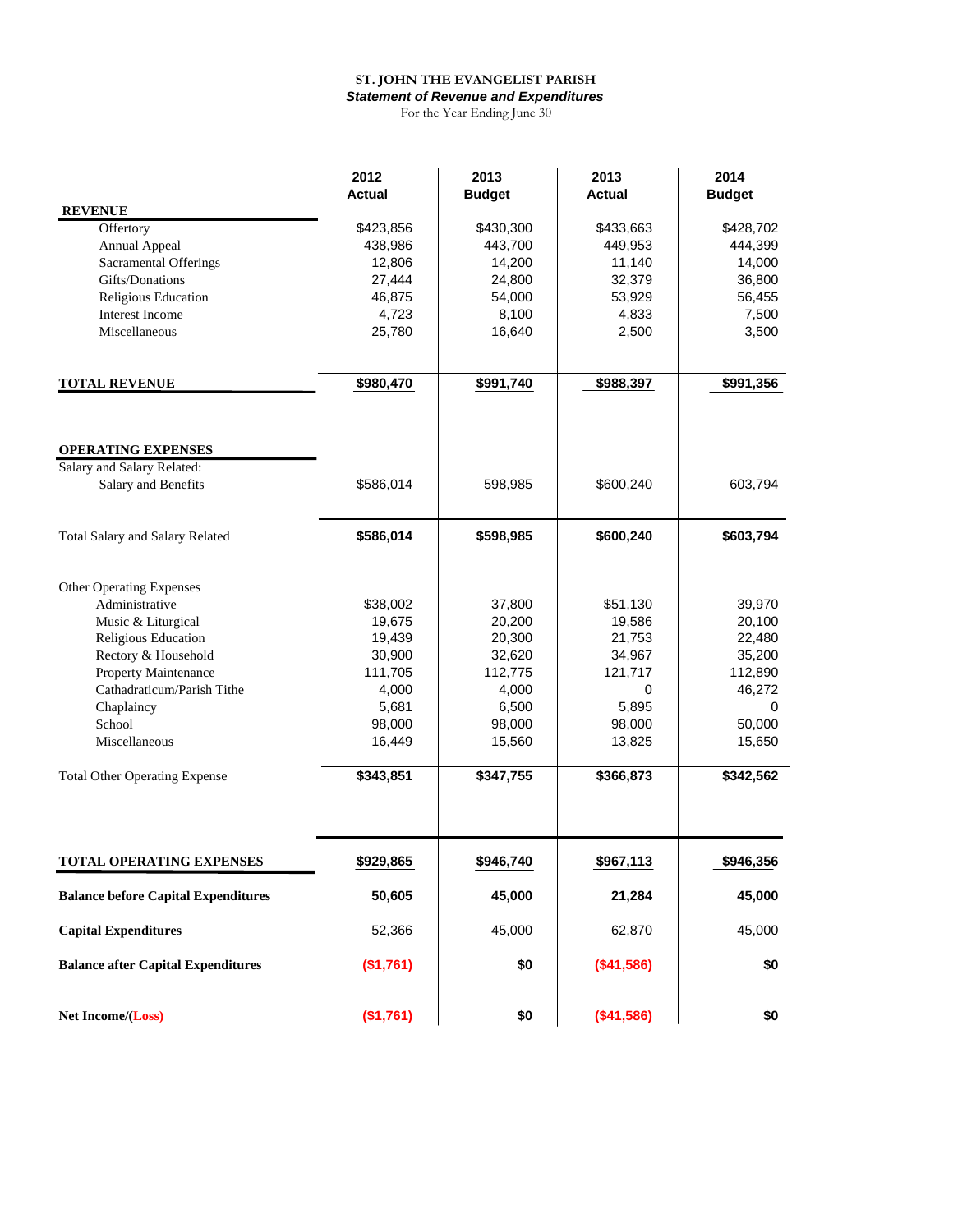**ST. JOHN THE EVANGELIST PARISH**

***Statement of Revenue and Expenditures***

For the Year Ending June 30

| | 2012 Actual | 2013 Budget | 2013 Actual | 2014 Budget |
|---|---|---|---|---|
| **REVENUE** | | | | |
| Offertory | $423,856 | $430,300 | $433,663 | $428,702 |
| Annual Appeal | 438,986 | 443,700 | 449,953 | 444,399 |
| Sacramental Offerings | 12,806 | 14,200 | 11,140 | 14,000 |
| Gifts/Donations | 27,444 | 24,800 | 32,379 | 36,800 |
| Religious Education | 46,875 | 54,000 | 53,929 | 56,455 |
| Interest Income | 4,723 | 8,100 | 4,833 | 7,500 |
| Miscellaneous | 25,780 | 16,640 | 2,500 | 3,500 |
| **TOTAL REVENUE** | **$980,470** | **$991,740** | **$988,397** | **$991,356** |
| **OPERATING EXPENSES** | | | | |
| Salary and Salary Related: | | | | |
| Salary and Benefits | $586,014 | 598,985 | $600,240 | 603,794 |
| Total Salary and Salary Related | **$586,014** | **$598,985** | **$600,240** | **$603,794** |
| Other Operating Expenses | | | | |
| Administrative | $38,002 | 37,800 | $51,130 | 39,970 |
| Music & Liturgical | 19,675 | 20,200 | 19,586 | 20,100 |
| Religious Education | 19,439 | 20,300 | 21,753 | 22,480 |
| Rectory & Household | 30,900 | 32,620 | 34,967 | 35,200 |
| Property Maintenance | 111,705 | 112,775 | 121,717 | 112,890 |
| Cathadraticum/Parish Tithe | 4,000 | 4,000 | 0 | 46,272 |
| Chaplaincy | 5,681 | 6,500 | 5,895 | 0 |
| School | 98,000 | 98,000 | 98,000 | 50,000 |
| Miscellaneous | 16,449 | 15,560 | 13,825 | 15,650 |
| Total Other Operating Expense | **$343,851** | **$347,755** | **$366,873** | **$342,562** |
| **TOTAL OPERATING EXPENSES** | **$929,865** | **$946,740** | **$967,113** | **$946,356** |
| **Balance before Capital Expenditures** | **50,605** | **45,000** | **21,284** | **45,000** |
| **Capital Expenditures** | 52,366 | 45,000 | 62,870 | 45,000 |
| **Balance after Capital Expenditures** | **($1,761)** | **$0** | **($41,586)** | **$0** |
| **Net Income/(Loss)** | **($1,761)** | **$0** | **($41,586)** | **$0** |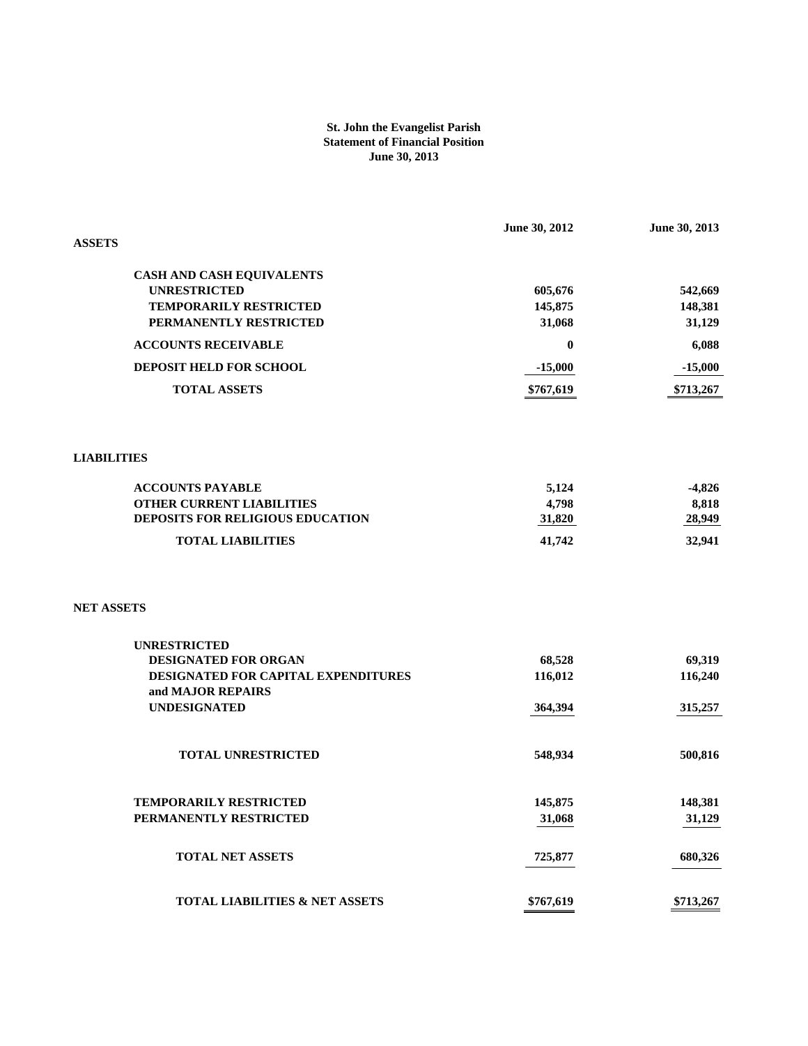**St. John the Evangelist Parish**
**Statement of Financial Position**
**June 30, 2013**

| | June 30, 2012 | June 30, 2013 |
|---|---|---|
| **ASSETS** | | |
| **CASH AND CASH EQUIVALENTS** | | |
| **UNRESTRICTED** | 605,676 | 542,669 |
| **TEMPORARILY RESTRICTED** | 145,875 | 148,381 |
| **PERMANENTLY RESTRICTED** | 31,068 | 31,129 |
| **ACCOUNTS RECEIVABLE** | 0 | 6,088 |
| **DEPOSIT HELD FOR SCHOOL** | -15,000 | -15,000 |
| **TOTAL ASSETS** | $767,619 | $713,267 |
| | | |
| **LIABILITIES** | | |
| **ACCOUNTS PAYABLE** | 5,124 | -4,826 |
| **OTHER CURRENT LIABILITIES** | 4,798 | 8,818 |
| **DEPOSITS FOR RELIGIOUS EDUCATION** | 31,820 | 28,949 |
| **TOTAL LIABILITIES** | 41,742 | 32,941 |
| | | |
| **NET ASSETS** | | |
| **UNRESTRICTED** | | |
| **DESIGNATED FOR ORGAN** | 68,528 | 69,319 |
| **DESIGNATED FOR CAPITAL EXPENDITURES and MAJOR REPAIRS** | 116,012 | 116,240 |
| **UNDESIGNATED** | 364,394 | 315,257 |
| **TOTAL UNRESTRICTED** | 548,934 | 500,816 |
| **TEMPORARILY RESTRICTED** | 145,875 | 148,381 |
| **PERMANENTLY RESTRICTED** | 31,068 | 31,129 |
| **TOTAL NET ASSETS** | 725,877 | 680,326 |
| **TOTAL LIABILITIES & NET ASSETS** | $767,619 | $713,267 |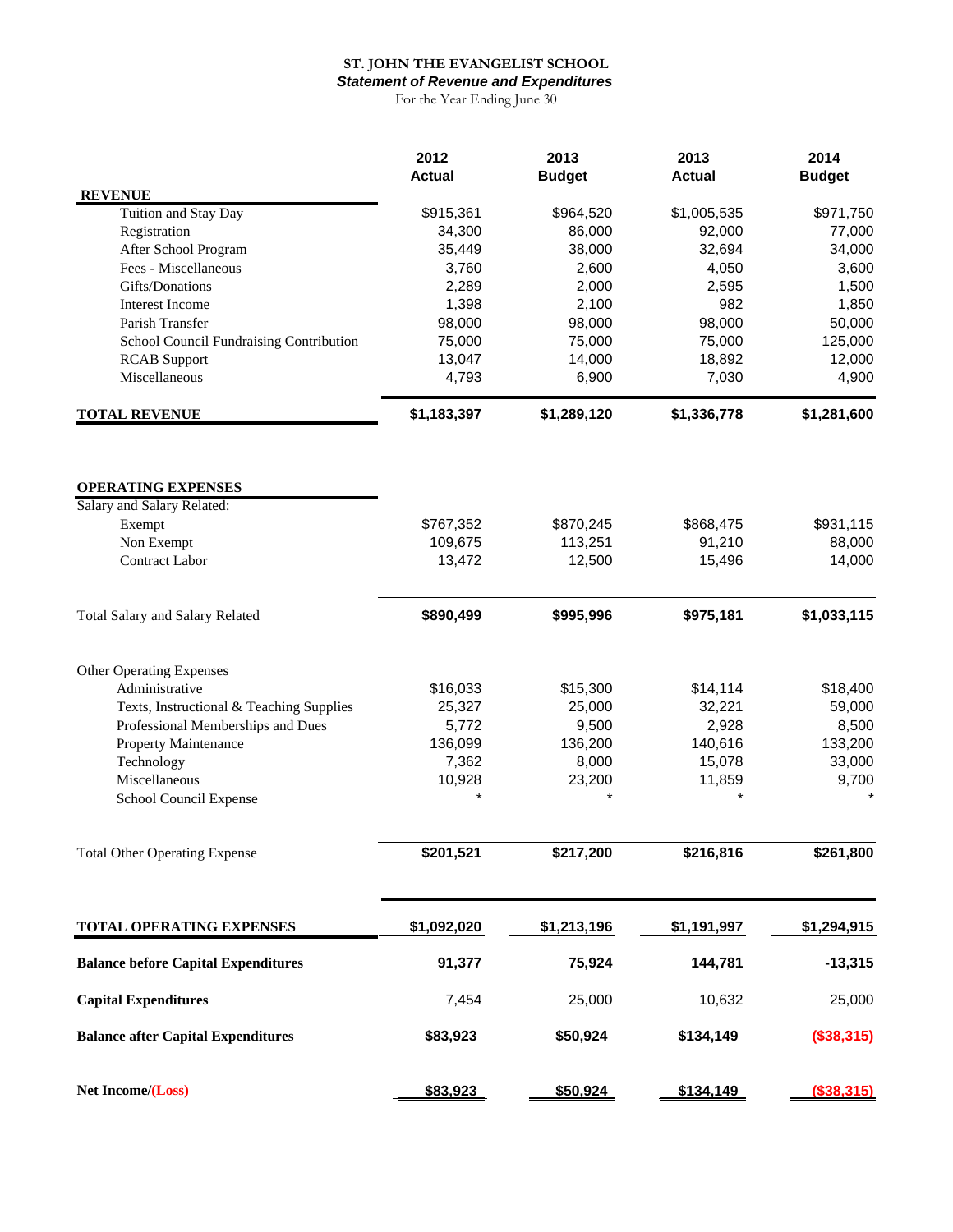**ST. JOHN THE EVANGELIST SCHOOL**

***Statement of Revenue and Expenditures***

For the Year Ending June 30

| | 2012 Actual | 2013 Budget | 2013 Actual | 2014 Budget |
|---|---|---|---|---|
| **REVENUE** | | | | |
| Tuition and Stay Day | $915,361 | $964,520 | $1,005,535 | $971,750 |
| Registration | 34,300 | 86,000 | 92,000 | 77,000 |
| After School Program | 35,449 | 38,000 | 32,694 | 34,000 |
| Fees - Miscellaneous | 3,760 | 2,600 | 4,050 | 3,600 |
| Gifts/Donations | 2,289 | 2,000 | 2,595 | 1,500 |
| Interest Income | 1,398 | 2,100 | 982 | 1,850 |
| Parish Transfer | 98,000 | 98,000 | 98,000 | 50,000 |
| School Council Fundraising Contribution | 75,000 | 75,000 | 75,000 | 125,000 |
| RCAB Support | 13,047 | 14,000 | 18,892 | 12,000 |
| Miscellaneous | 4,793 | 6,900 | 7,030 | 4,900 |
| **TOTAL REVENUE** | **$1,183,397** | **$1,289,120** | **$1,336,778** | **$1,281,600** |
| | | | | |
| **OPERATING EXPENSES** | | | | |
| Salary and Salary Related: | | | | |
| Exempt | $767,352 | $870,245 | $868,475 | $931,115 |
| Non Exempt | 109,675 | 113,251 | 91,210 | 88,000 |
| Contract Labor | 13,472 | 12,500 | 15,496 | 14,000 |
| Total Salary and Salary Related | **$890,499** | **$995,996** | **$975,181** | **$1,033,115** |
| | | | | |
| Other Operating Expenses | | | | |
| Administrative | $16,033 | $15,300 | $14,114 | $18,400 |
| Texts, Instructional & Teaching Supplies | 25,327 | 25,000 | 32,221 | 59,000 |
| Professional Memberships and Dues | 5,772 | 9,500 | 2,928 | 8,500 |
| Property Maintenance | 136,099 | 136,200 | 140,616 | 133,200 |
| Technology | 7,362 | 8,000 | 15,078 | 33,000 |
| Miscellaneous | 10,928 | 23,200 | 11,859 | 9,700 |
| School Council Expense | * | * | * | * |
| Total Other Operating Expense | **$201,521** | **$217,200** | **$216,816** | **$261,800** |
| | | | | |
| **TOTAL OPERATING EXPENSES** | **$1,092,020** | **$1,213,196** | **$1,191,997** | **$1,294,915** |
| **Balance before Capital Expenditures** | **91,377** | **75,924** | **144,781** | **-13,315** |
| **Capital Expenditures** | 7,454 | 25,000 | 10,632 | 25,000 |
| **Balance after Capital Expenditures** | **$83,923** | **$50,924** | **$134,149** | **($38,315)** |
| | | | | |
| **Net Income/(Loss)** | **$83,923** | **$50,924** | **$134,149** | **($38,315)** |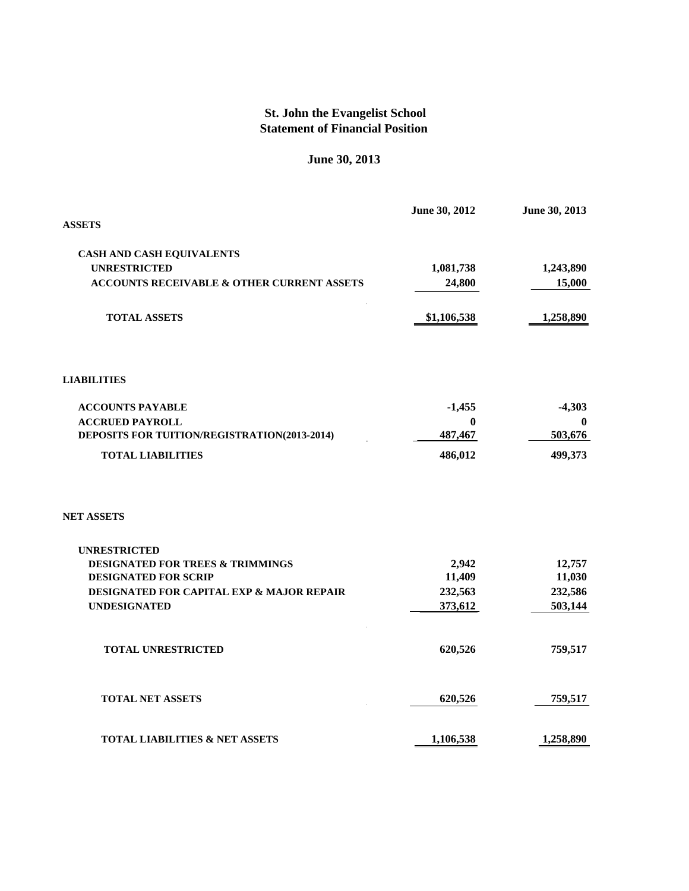# St. John the Evangelist School
# Statement of Financial Position

## June 30, 2013

| | June 30, 2012 | June 30, 2013 |
|---|---|---|
| **ASSETS** | | |
| **CASH AND CASH EQUIVALENTS** | | |
| **UNRESTRICTED** | 1,081,738 | 1,243,890 |
| **ACCOUNTS RECEIVABLE & OTHER CURRENT ASSETS** | 24,800 | 15,000 |
| **TOTAL ASSETS** | $1,106,538 | 1,258,890 |
| **LIABILITIES** | | |
| **ACCOUNTS PAYABLE** | -1,455 | -4,303 |
| **ACCRUED PAYROLL** | 0 | 0 |
| **DEPOSITS FOR TUITION/REGISTRATION(2013-2014)** | 487,467 | 503,676 |
| **TOTAL LIABILITIES** | 486,012 | 499,373 |
| **NET ASSETS** | | |
| **UNRESTRICTED** | | |
| **DESIGNATED FOR TREES & TRIMMINGS** | 2,942 | 12,757 |
| **DESIGNATED FOR SCRIP** | 11,409 | 11,030 |
| **DESIGNATED FOR CAPITAL EXP & MAJOR REPAIR** | 232,563 | 232,586 |
| **UNDESIGNATED** | 373,612 | 503,144 |
| **TOTAL UNRESTRICTED** | 620,526 | 759,517 |
| **TOTAL NET ASSETS** | 620,526 | 759,517 |
| **TOTAL LIABILITIES & NET ASSETS** | 1,106,538 | 1,258,890 |